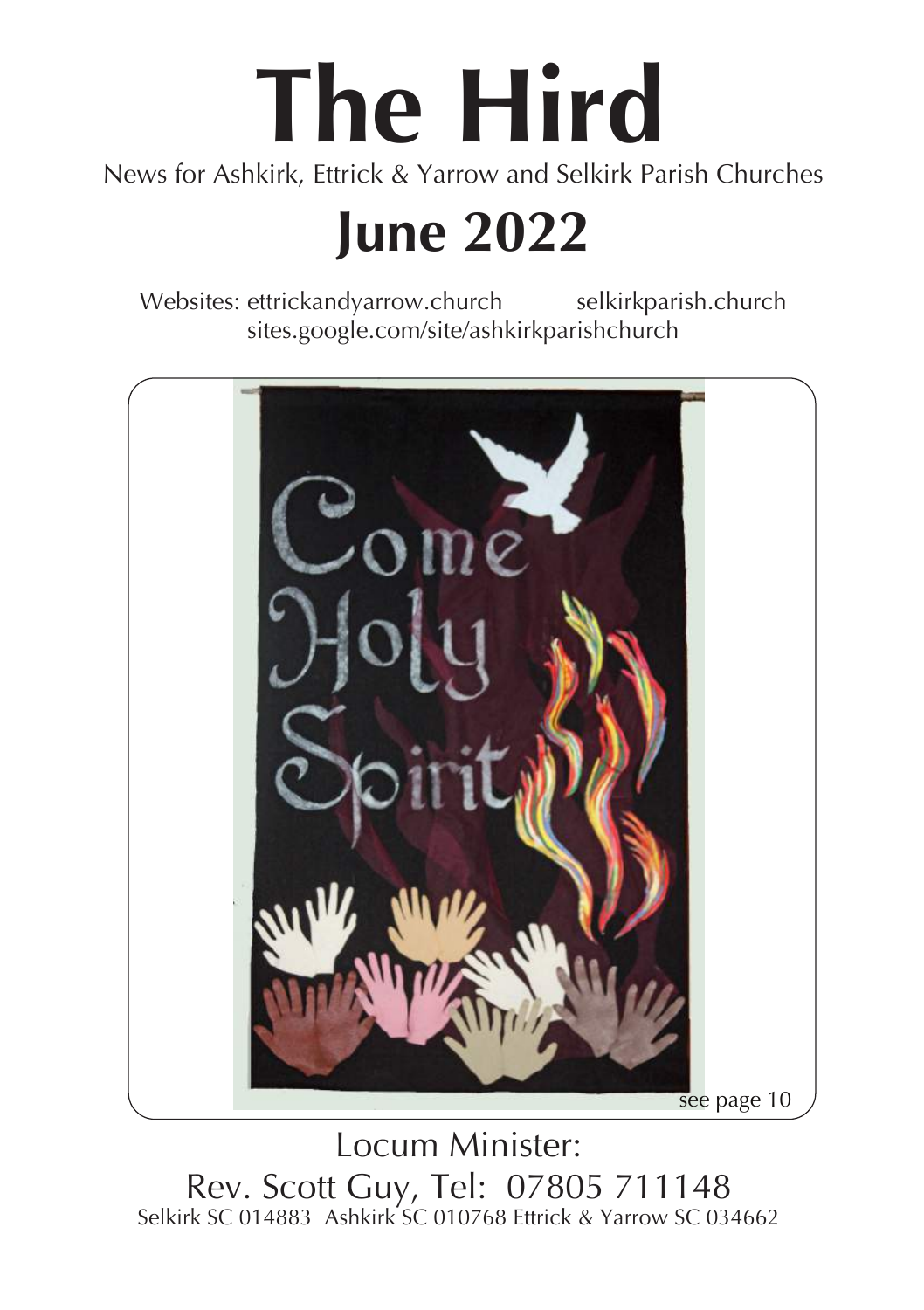# The Hird

News for Ashkirk, Ettrick & Yarrow and Selkirk Parish Churches

## June 2022

Websites: ettrickandyarrow.church selkirkparish.church
sites.google.com/site/ashkirkparishchurch

see page 10

Locum Minister:
Rev. Scott Guy, Tel: 07805 711148

Selkirk SC 014883 Ashkirk SC 010768 Ettrick & Yarrow SC 034662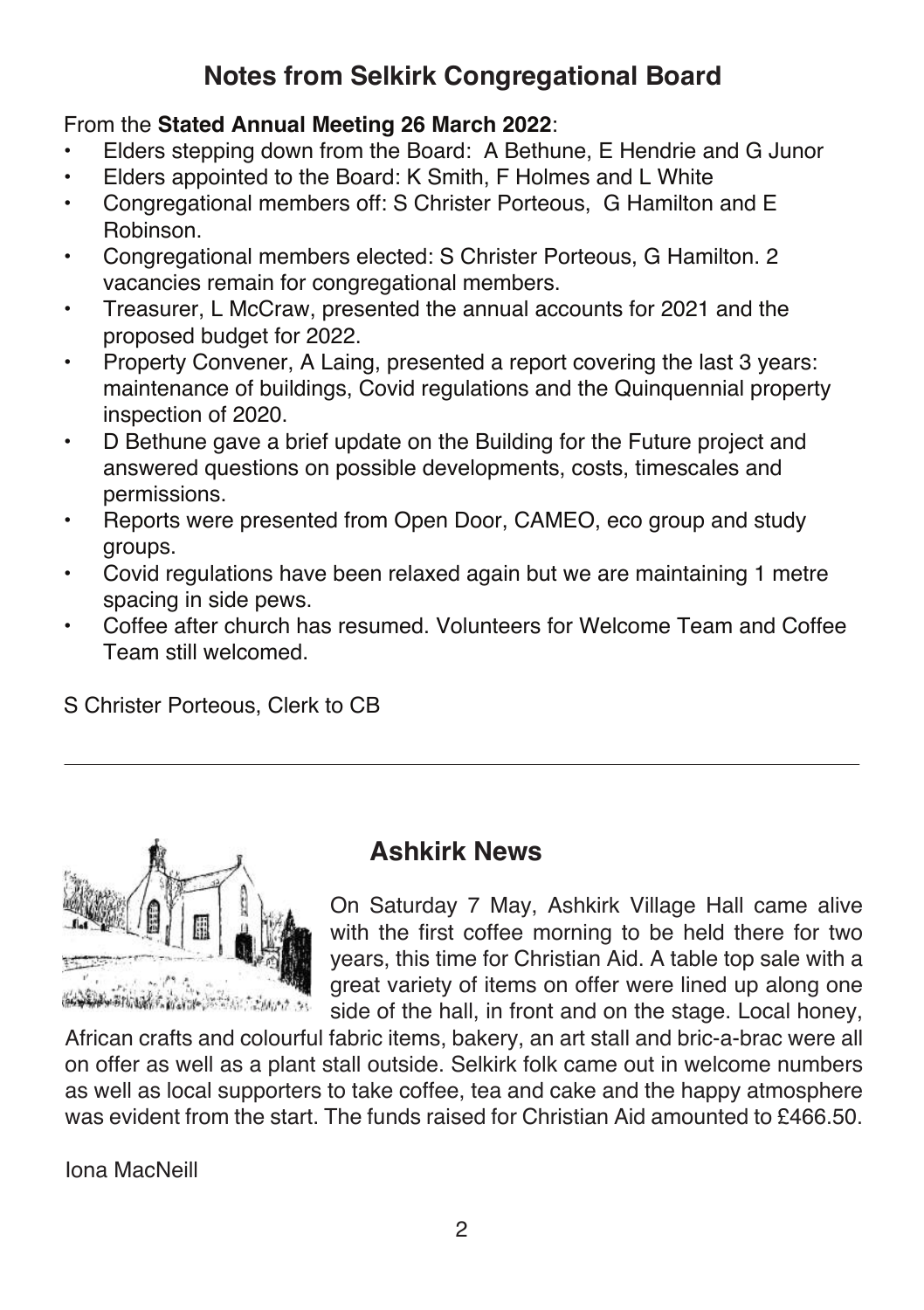## Notes from Selkirk Congregational Board

From the **Stated Annual Meeting 26 March 2022**:

- Elders stepping down from the Board: A Bethune, E Hendrie and G Junor
- Elders appointed to the Board: K Smith, F Holmes and L White
- Congregational members off: S Christer Porteous, G Hamilton and E Robinson.
- Congregational members elected: S Christer Porteous, G Hamilton. 2 vacancies remain for congregational members.
- Treasurer, L McCraw, presented the annual accounts for 2021 and the proposed budget for 2022.
- Property Convener, A Laing, presented a report covering the last 3 years: maintenance of buildings, Covid regulations and the Quinquennial property inspection of 2020.
- D Bethune gave a brief update on the Building for the Future project and answered questions on possible developments, costs, timescales and permissions.
- Reports were presented from Open Door, CAMEO, eco group and study groups.
- Covid regulations have been relaxed again but we are maintaining 1 metre spacing in side pews.
- Coffee after church has resumed. Volunteers for Welcome Team and Coffee Team still welcomed.

S Christer Porteous, Clerk to CB

---

## Ashkirk News

On Saturday 7 May, Ashkirk Village Hall came alive with the first coffee morning to be held there for two years, this time for Christian Aid. A table top sale with a great variety of items on offer were lined up along one side of the hall, in front and on the stage. Local honey, African crafts and colourful fabric items, bakery, an art stall and bric-a-brac were all on offer as well as a plant stall outside. Selkirk folk came out in welcome numbers as well as local supporters to take coffee, tea and cake and the happy atmosphere was evident from the start. The funds raised for Christian Aid amounted to £466.50.

Iona MacNeill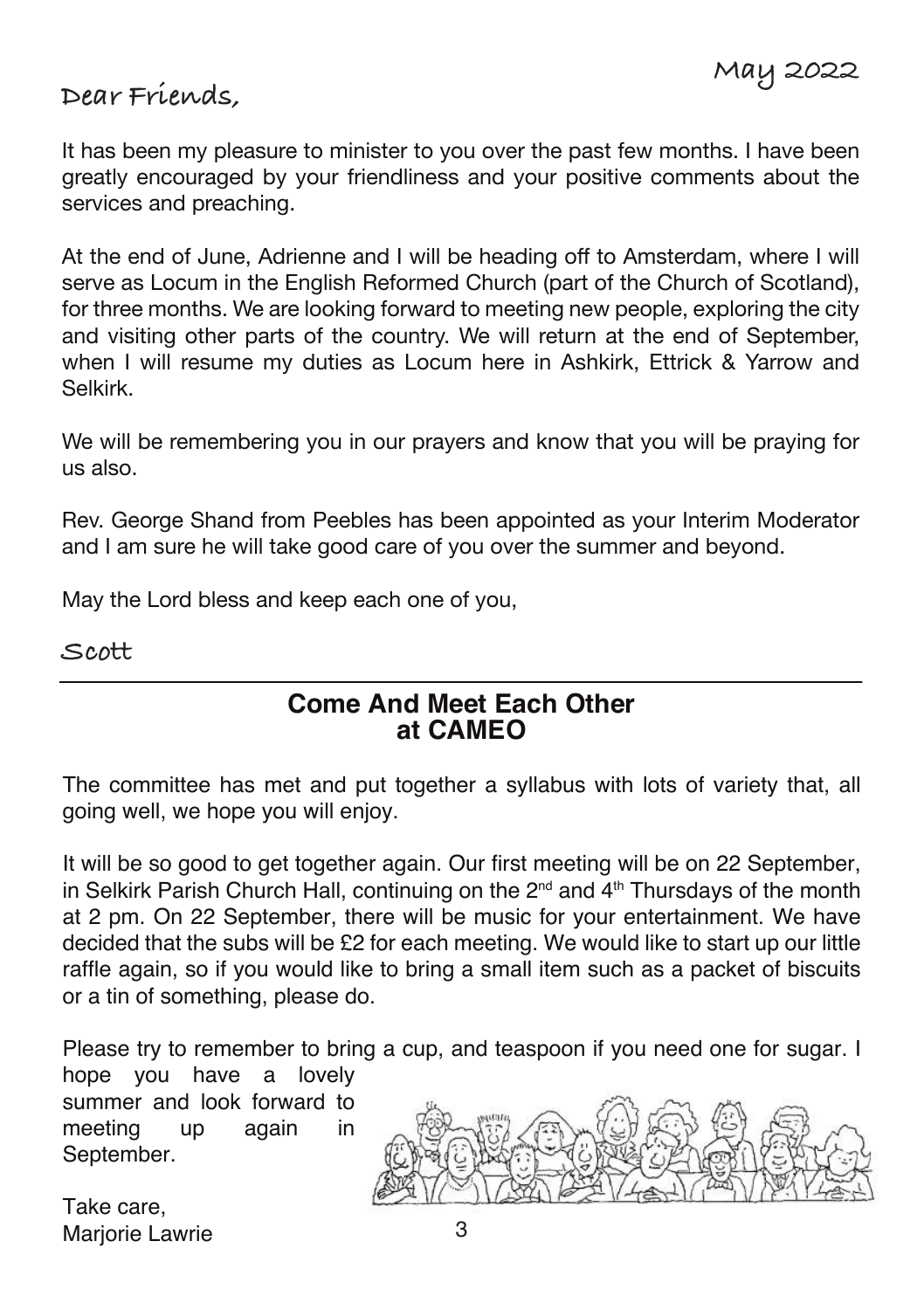May 2022

Dear Friends,

It has been my pleasure to minister to you over the past few months. I have been greatly encouraged by your friendliness and your positive comments about the services and preaching.

At the end of June, Adrienne and I will be heading off to Amsterdam, where I will serve as Locum in the English Reformed Church (part of the Church of Scotland), for three months. We are looking forward to meeting new people, exploring the city and visiting other parts of the country. We will return at the end of September, when I will resume my duties as Locum here in Ashkirk, Ettrick & Yarrow and Selkirk.

We will be remembering you in our prayers and know that you will be praying for us also.

Rev. George Shand from Peebles has been appointed as your Interim Moderator and I am sure he will take good care of you over the summer and beyond.

May the Lord bless and keep each one of you,

Scott

---

## Come And Meet Each Other at CAMEO

The committee has met and put together a syllabus with lots of variety that, all going well, we hope you will enjoy.

It will be so good to get together again. Our first meeting will be on 22 September, in Selkirk Parish Church Hall, continuing on the 2nd and 4th Thursdays of the month at 2 pm. On 22 September, there will be music for your entertainment. We have decided that the subs will be £2 for each meeting. We would like to start up our little raffle again, so if you would like to bring a small item such as a packet of biscuits or a tin of something, please do.

Please try to remember to bring a cup, and teaspoon if you need one for sugar. I hope you have a lovely summer and look forward to meeting up again in September.

Take care,
Marjorie Lawrie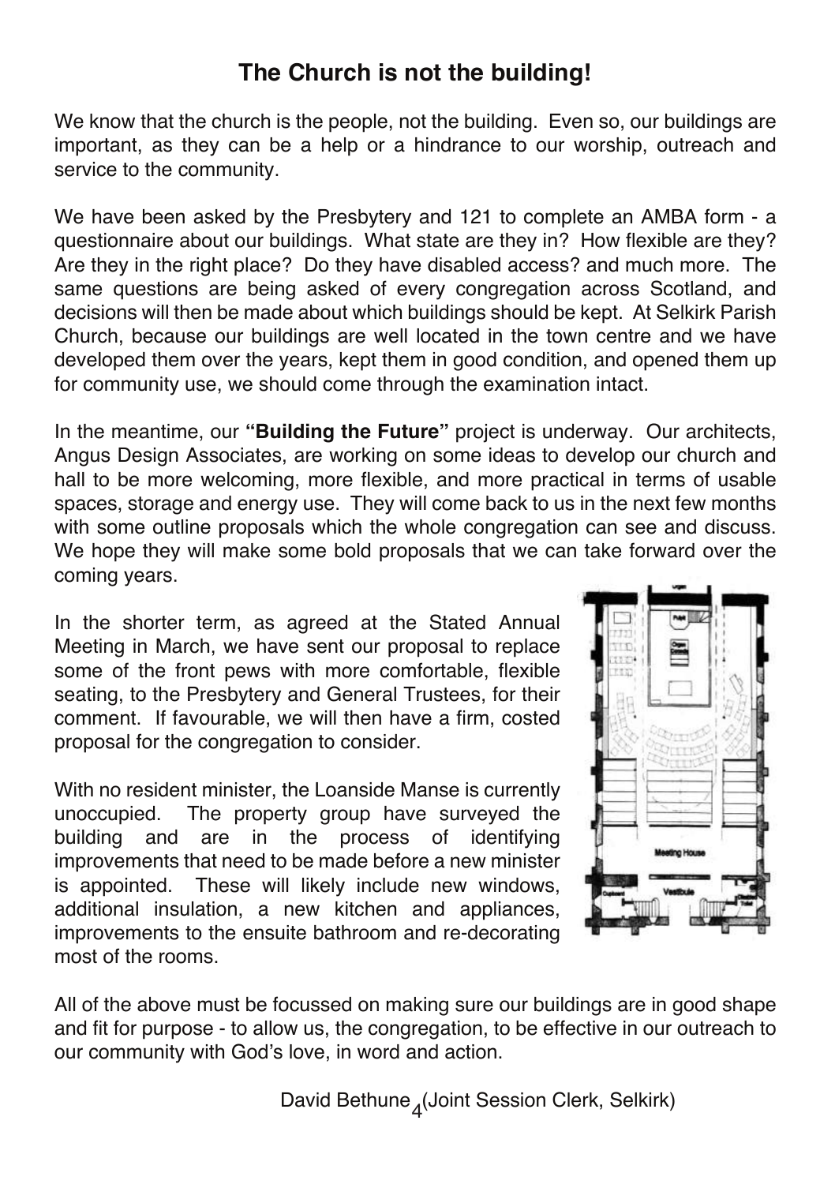# The Church is not the building!

We know that the church is the people, not the building. Even so, our buildings are important, as they can be a help or a hindrance to our worship, outreach and service to the community.

We have been asked by the Presbytery and 121 to complete an AMBA form - a questionnaire about our buildings. What state are they in? How flexible are they? Are they in the right place? Do they have disabled access? and much more. The same questions are being asked of every congregation across Scotland, and decisions will then be made about which buildings should be kept. At Selkirk Parish Church, because our buildings are well located in the town centre and we have developed them over the years, kept them in good condition, and opened them up for community use, we should come through the examination intact.

In the meantime, our **"Building the Future"** project is underway. Our architects, Angus Design Associates, are working on some ideas to develop our church and hall to be more welcoming, more flexible, and more practical in terms of usable spaces, storage and energy use. They will come back to us in the next few months with some outline proposals which the whole congregation can see and discuss. We hope they will make some bold proposals that we can take forward over the coming years.

In the shorter term, as agreed at the Stated Annual Meeting in March, we have sent our proposal to replace some of the front pews with more comfortable, flexible seating, to the Presbytery and General Trustees, for their comment. If favourable, we will then have a firm, costed proposal for the congregation to consider.

With no resident minister, the Loanside Manse is currently unoccupied. The property group have surveyed the building and are in the process of identifying improvements that need to be made before a new minister is appointed. These will likely include new windows, additional insulation, a new kitchen and appliances, improvements to the ensuite bathroom and re-decorating most of the rooms.

All of the above must be focussed on making sure our buildings are in good shape and fit for purpose - to allow us, the congregation, to be effective in our outreach to our community with God's love, in word and action.

David Bethune (Joint Session Clerk, Selkirk)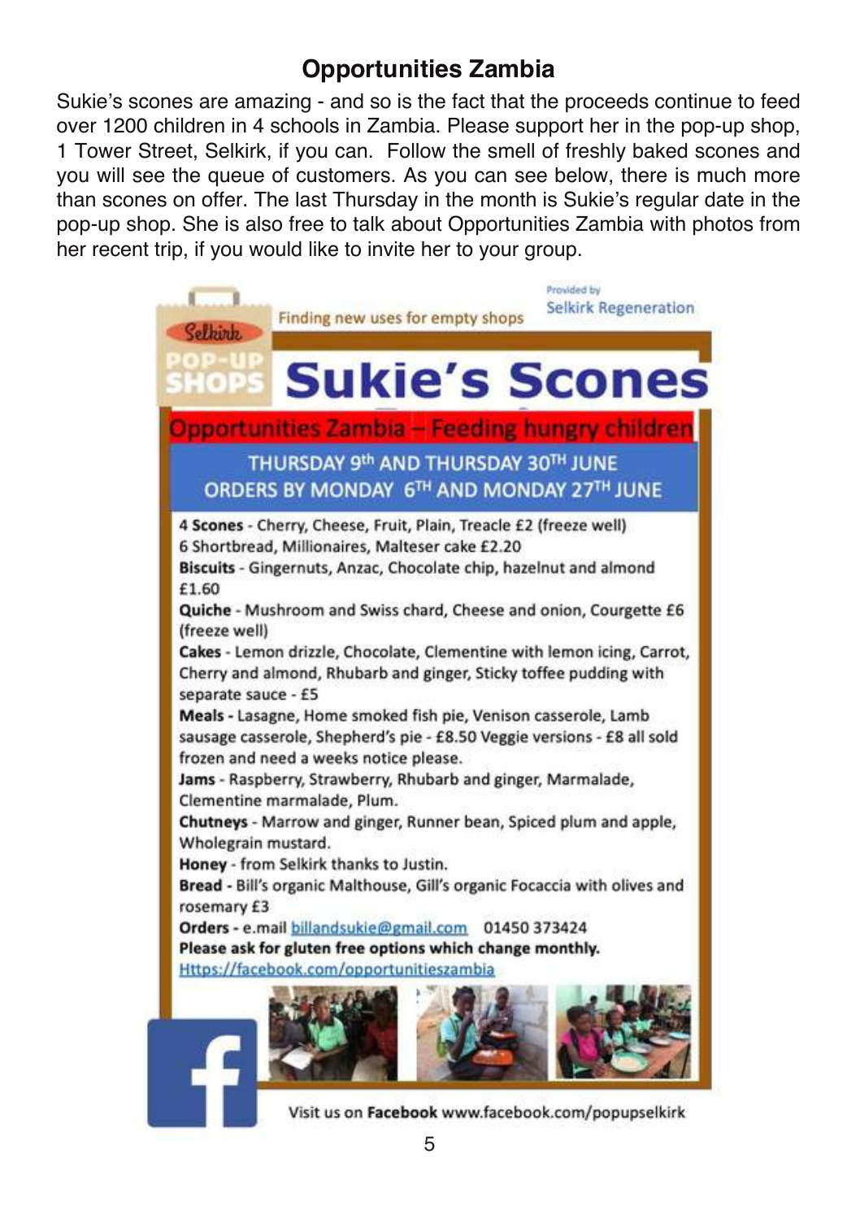## Opportunities Zambia

Sukie's scones are amazing - and so is the fact that the proceeds continue to feed over 1200 children in 4 schools in Zambia. Please support her in the pop-up shop, 1 Tower Street, Selkirk, if you can. Follow the smell of freshly baked scones and you will see the queue of customers. As you can see below, there is much more than scones on offer. The last Thursday in the month is Sukie's regular date in the pop-up shop. She is also free to talk about Opportunities Zambia with photos from her recent trip, if you would like to invite her to your group.

Selkirk POP-UP SHOPS — Finding new uses for empty shops

Provided by Selkirk Regeneration

# Sukie's Scones

**Opportunities Zambia – Feeding hungry children**

THURSDAY 9th AND THURSDAY 30TH JUNE
ORDERS BY MONDAY 6TH AND MONDAY 27TH JUNE

4 **Scones** - Cherry, Cheese, Fruit, Plain, Treacle £2 (freeze well)
6 Shortbread, Millionaires, Malteser cake £2.20
**Biscuits** - Gingernuts, Anzac, Chocolate chip, hazelnut and almond £1.60
**Quiche** - Mushroom and Swiss chard, Cheese and onion, Courgette £6 (freeze well)
**Cakes** - Lemon drizzle, Chocolate, Clementine with lemon icing, Carrot, Cherry and almond, Rhubarb and ginger, Sticky toffee pudding with separate sauce - £5
**Meals** - Lasagne, Home smoked fish pie, Venison casserole, Lamb sausage casserole, Shepherd's pie - £8.50 Veggie versions - £8 all sold frozen and need a weeks notice please.
**Jams** - Raspberry, Strawberry, Rhubarb and ginger, Marmalade, Clementine marmalade, Plum.
**Chutneys** - Marrow and ginger, Runner bean, Spiced plum and apple, Wholegrain mustard.
**Honey** - from Selkirk thanks to Justin.
**Bread** - Bill's organic Malthouse, Gill's organic Focaccia with olives and rosemary £3
**Orders** - e.mail billandsukie@gmail.com 01450 373424
**Please ask for gluten free options which change monthly.**
Https://facebook.com/opportunitieszambia

Visit us on **Facebook** www.facebook.com/popupselkirk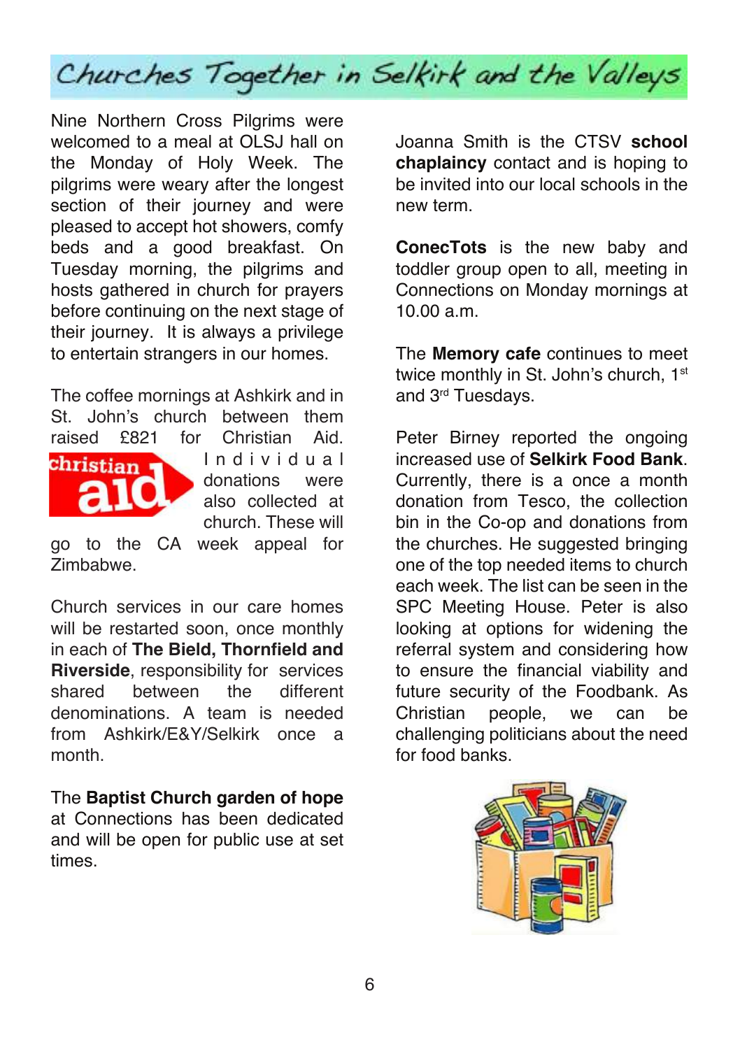# Churches Together in Selkirk and the Valleys

Nine Northern Cross Pilgrims were welcomed to a meal at OLSJ hall on the Monday of Holy Week. The pilgrims were weary after the longest section of their journey and were pleased to accept hot showers, comfy beds and a good breakfast. On Tuesday morning, the pilgrims and hosts gathered in church for prayers before continuing on the next stage of their journey. It is always a privilege to entertain strangers in our homes.

The coffee mornings at Ashkirk and in St. John's church between them raised £821 for Christian Aid. Individual donations were also collected at church. These will go to the CA week appeal for Zimbabwe.

Church services in our care homes will be restarted soon, once monthly in each of **The Bield, Thornfield and Riverside**, responsibility for services shared between the different denominations. A team is needed from Ashkirk/E&Y/Selkirk once a month.

The **Baptist Church garden of hope** at Connections has been dedicated and will be open for public use at set times.

Joanna Smith is the CTSV **school chaplaincy** contact and is hoping to be invited into our local schools in the new term.

**ConecTots** is the new baby and toddler group open to all, meeting in Connections on Monday mornings at 10.00 a.m.

The **Memory cafe** continues to meet twice monthly in St. John's church, 1st and 3rd Tuesdays.

Peter Birney reported the ongoing increased use of **Selkirk Food Bank**. Currently, there is a once a month donation from Tesco, the collection bin in the Co-op and donations from the churches. He suggested bringing one of the top needed items to church each week. The list can be seen in the SPC Meeting House. Peter is also looking at options for widening the referral system and considering how to ensure the financial viability and future security of the Foodbank. As Christian people, we can be challenging politicians about the need for food banks.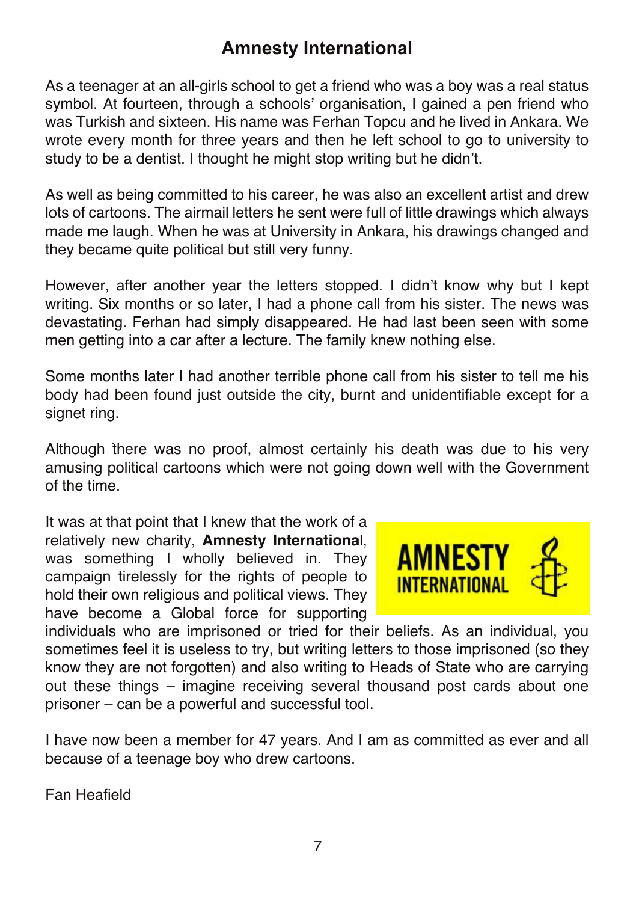# Amnesty International

As a teenager at an all-girls school to get a friend who was a boy was a real status symbol. At fourteen, through a schools' organisation, I gained a pen friend who was Turkish and sixteen. His name was Ferhan Topcu and he lived in Ankara. We wrote every month for three years and then he left school to go to university to study to be a dentist. I thought he might stop writing but he didn't.

As well as being committed to his career, he was also an excellent artist and drew lots of cartoons. The airmail letters he sent were full of little drawings which always made me laugh. When he was at University in Ankara, his drawings changed and they became quite political but still very funny.

However, after another year the letters stopped. I didn't know why but I kept writing. Six months or so later, I had a phone call from his sister. The news was devastating. Ferhan had simply disappeared. He had last been seen with some men getting into a car after a lecture. The family knew nothing else.

Some months later I had another terrible phone call from his sister to tell me his body had been found just outside the city, burnt and unidentifiable except for a signet ring.

Although there was no proof, almost certainly his death was due to his very amusing political cartoons which were not going down well with the Government of the time.

It was at that point that I knew that the work of a relatively new charity, **Amnesty International**, was something I wholly believed in. They campaign tirelessly for the rights of people to hold their own religious and political views. They have become a Global force for supporting individuals who are imprisoned or tried for their beliefs. As an individual, you sometimes feel it is useless to try, but writing letters to those imprisoned (so they know they are not forgotten) and also writing to Heads of State who are carrying out these things – imagine receiving several thousand post cards about one prisoner – can be a powerful and successful tool.

I have now been a member for 47 years. And I am as committed as ever and all because of a teenage boy who drew cartoons.

Fan Heafield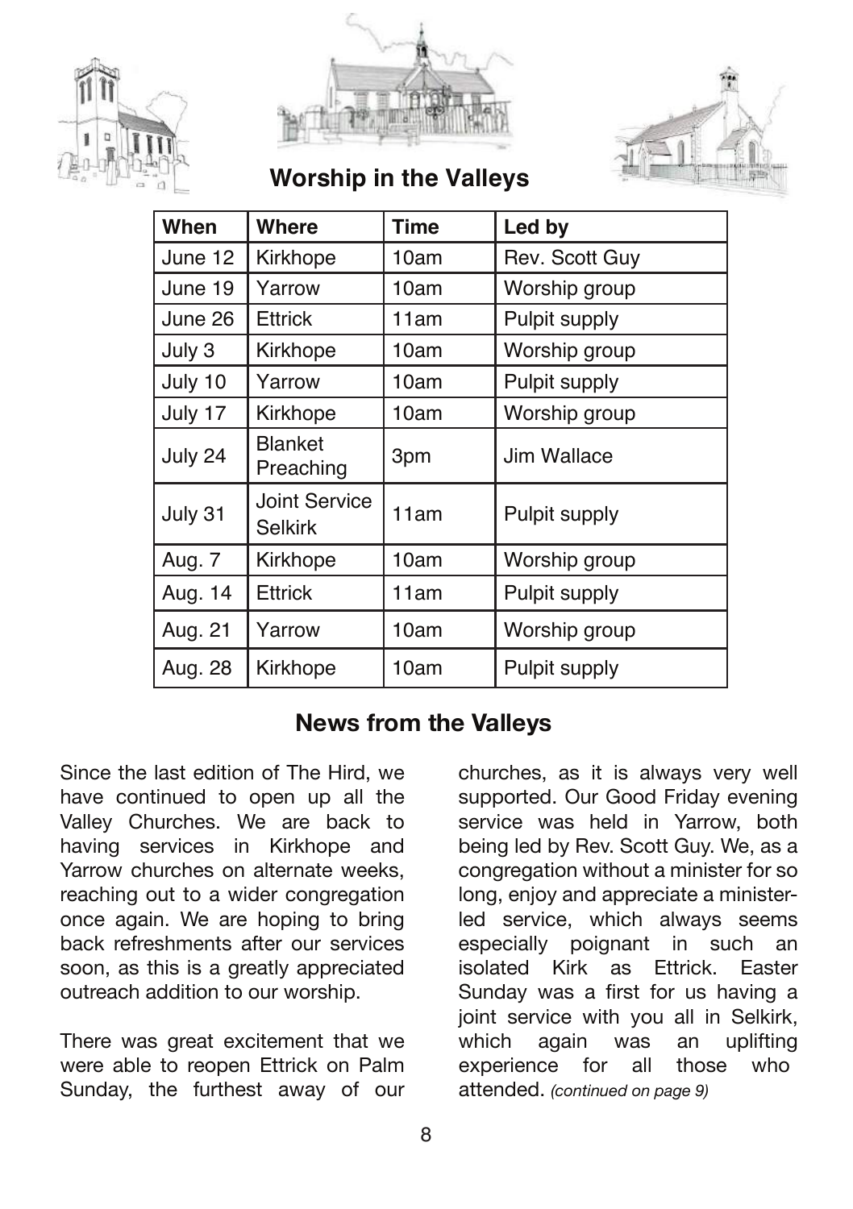## Worship in the Valleys

| When | Where | Time | Led by |
|---|---|---|---|
| June 12 | Kirkhope | 10am | Rev. Scott Guy |
| June 19 | Yarrow | 10am | Worship group |
| June 26 | Ettrick | 11am | Pulpit supply |
| July 3 | Kirkhope | 10am | Worship group |
| July 10 | Yarrow | 10am | Pulpit supply |
| July 17 | Kirkhope | 10am | Worship group |
| July 24 | Blanket Preaching | 3pm | Jim Wallace |
| July 31 | Joint Service Selkirk | 11am | Pulpit supply |
| Aug. 7 | Kirkhope | 10am | Worship group |
| Aug. 14 | Ettrick | 11am | Pulpit supply |
| Aug. 21 | Yarrow | 10am | Worship group |
| Aug. 28 | Kirkhope | 10am | Pulpit supply |

## News from the Valleys

Since the last edition of The Hird, we have continued to open up all the Valley Churches. We are back to having services in Kirkhope and Yarrow churches on alternate weeks, reaching out to a wider congregation once again. We are hoping to bring back refreshments after our services soon, as this is a greatly appreciated outreach addition to our worship.

There was great excitement that we were able to reopen Ettrick on Palm Sunday, the furthest away of our churches, as it is always very well supported. Our Good Friday evening service was held in Yarrow, both being led by Rev. Scott Guy. We, as a congregation without a minister for so long, enjoy and appreciate a minister-led service, which always seems especially poignant in such an isolated Kirk as Ettrick. Easter Sunday was a first for us having a joint service with you all in Selkirk, which again was an uplifting experience for all those who attended. *(continued on page 9)*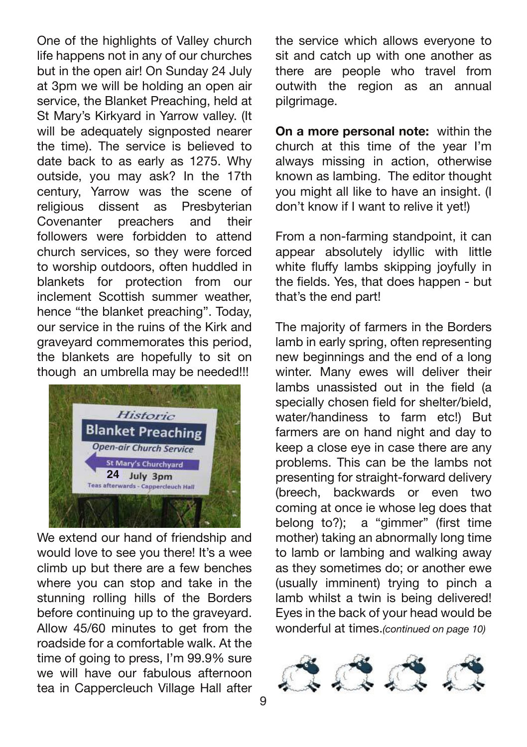One of the highlights of Valley church life happens not in any of our churches but in the open air! On Sunday 24 July at 3pm we will be holding an open air service, the Blanket Preaching, held at St Mary's Kirkyard in Yarrow valley. (It will be adequately signposted nearer the time). The service is believed to date back to as early as 1275. Why outside, you may ask? In the 17th century, Yarrow was the scene of religious dissent as Presbyterian Covenanter preachers and their followers were forbidden to attend church services, so they were forced to worship outdoors, often huddled in blankets for protection from our inclement Scottish summer weather, hence "the blanket preaching". Today, our service in the ruins of the Kirk and graveyard commemorates this period, the blankets are hopefully to sit on though an umbrella may be needed!!!

We extend our hand of friendship and would love to see you there! It's a wee climb up but there are a few benches where you can stop and take in the stunning rolling hills of the Borders before continuing up to the graveyard. Allow 45/60 minutes to get from the roadside for a comfortable walk. At the time of going to press, I'm 99.9% sure we will have our fabulous afternoon tea in Cappercleuch Village Hall after the service which allows everyone to sit and catch up with one another as there are people who travel from outwith the region as an annual pilgrimage.

**On a more personal note:** within the church at this time of the year I'm always missing in action, otherwise known as lambing. The editor thought you might all like to have an insight. (I don't know if I want to relive it yet!)

From a non-farming standpoint, it can appear absolutely idyllic with little white fluffy lambs skipping joyfully in the fields. Yes, that does happen - but that's the end part!

The majority of farmers in the Borders lamb in early spring, often representing new beginnings and the end of a long winter. Many ewes will deliver their lambs unassisted out in the field (a specially chosen field for shelter/bield, water/handiness to farm etc!) But farmers are on hand night and day to keep a close eye in case there are any problems. This can be the lambs not presenting for straight-forward delivery (breech, backwards or even two coming at once ie whose leg does that belong to?); a "gimmer" (first time mother) taking an abnormally long time to lamb or lambing and walking away as they sometimes do; or another ewe (usually imminent) trying to pinch a lamb whilst a twin is being delivered! Eyes in the back of your head would be wonderful at times.*(continued on page 10)*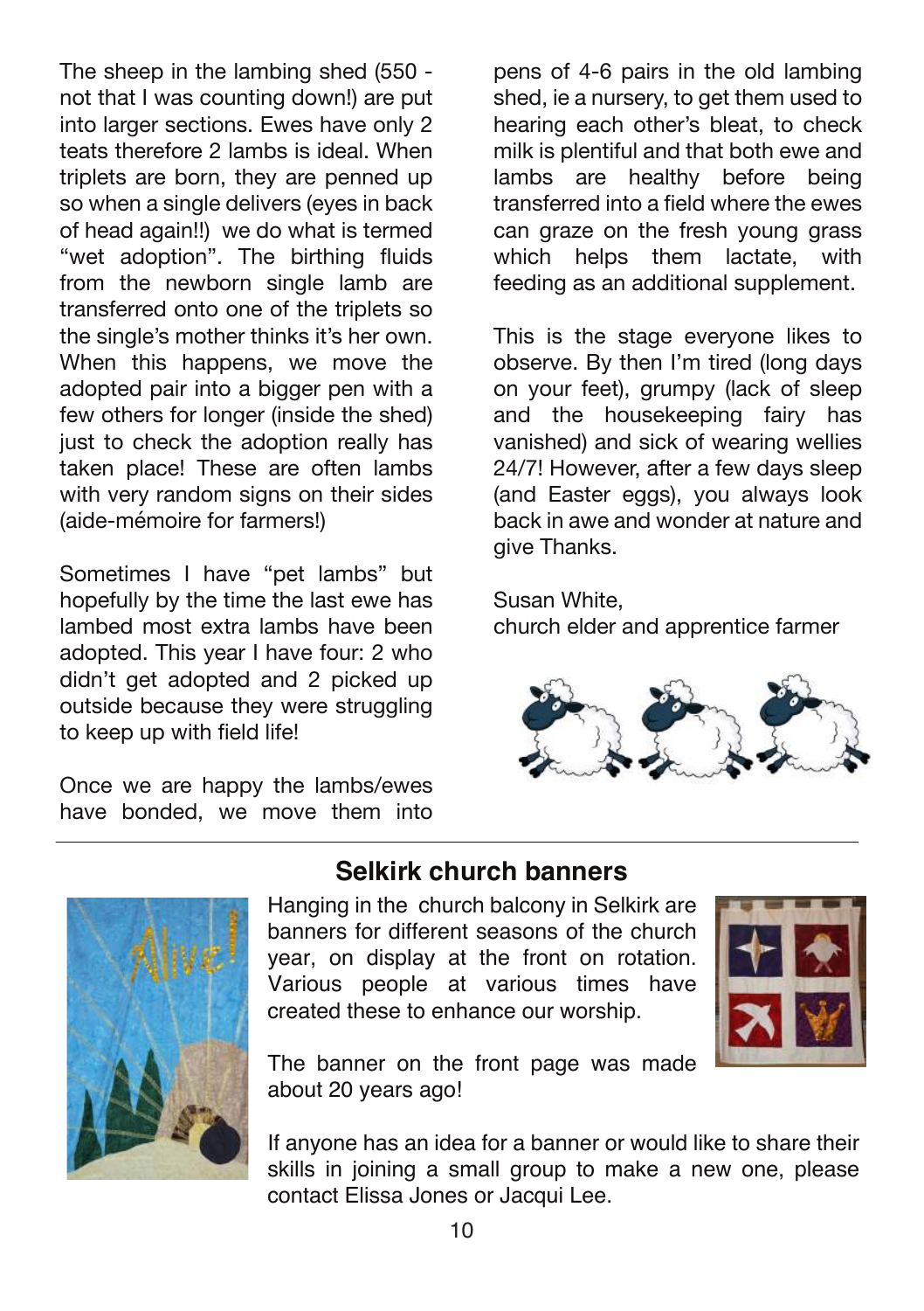The sheep in the lambing shed (550 - not that I was counting down!) are put into larger sections. Ewes have only 2 teats therefore 2 lambs is ideal. When triplets are born, they are penned up so when a single delivers (eyes in back of head again!!) we do what is termed "wet adoption". The birthing fluids from the newborn single lamb are transferred onto one of the triplets so the single's mother thinks it's her own. When this happens, we move the adopted pair into a bigger pen with a few others for longer (inside the shed) just to check the adoption really has taken place! These are often lambs with very random signs on their sides (aide-mémoire for farmers!)

Sometimes I have "pet lambs" but hopefully by the time the last ewe has lambed most extra lambs have been adopted. This year I have four: 2 who didn't get adopted and 2 picked up outside because they were struggling to keep up with field life!

Once we are happy the lambs/ewes have bonded, we move them into pens of 4-6 pairs in the old lambing shed, ie a nursery, to get them used to hearing each other's bleat, to check milk is plentiful and that both ewe and lambs are healthy before being transferred into a field where the ewes can graze on the fresh young grass which helps them lactate, with feeding as an additional supplement.

This is the stage everyone likes to observe. By then I'm tired (long days on your feet), grumpy (lack of sleep and the housekeeping fairy has vanished) and sick of wearing wellies 24/7! However, after a few days sleep (and Easter eggs), you always look back in awe and wonder at nature and give Thanks.

Susan White,
church elder and apprentice farmer

## Selkirk church banners

Hanging in the church balcony in Selkirk are banners for different seasons of the church year, on display at the front on rotation. Various people at various times have created these to enhance our worship.

The banner on the front page was made about 20 years ago!

If anyone has an idea for a banner or would like to share their skills in joining a small group to make a new one, please contact Elissa Jones or Jacqui Lee.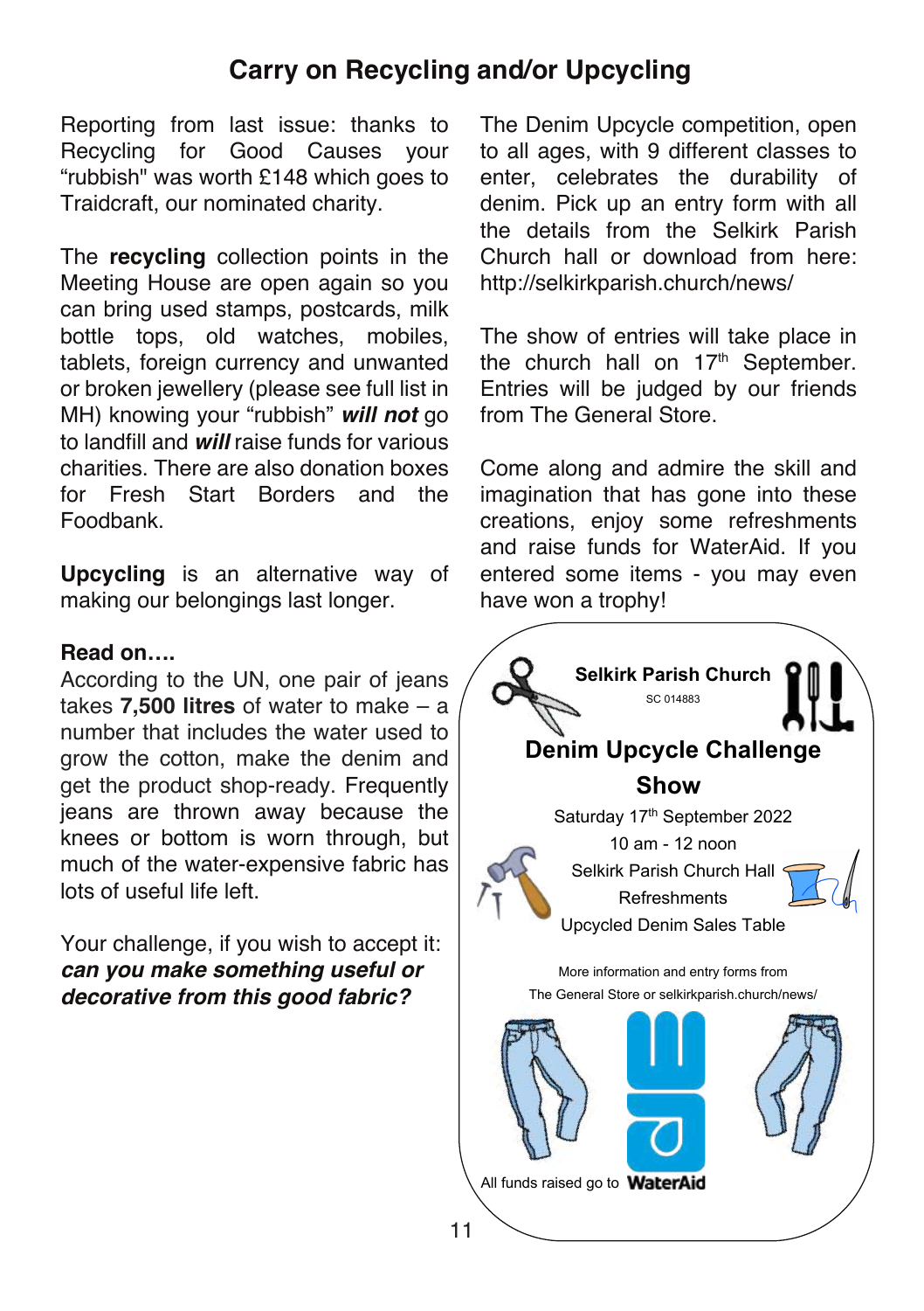# Carry on Recycling and/or Upcycling

Reporting from last issue: thanks to Recycling for Good Causes your "rubbish" was worth £148 which goes to Traidcraft, our nominated charity.

The **recycling** collection points in the Meeting House are open again so you can bring used stamps, postcards, milk bottle tops, old watches, mobiles, tablets, foreign currency and unwanted or broken jewellery (please see full list in MH) knowing your "rubbish" ***will not*** go to landfill and ***will*** raise funds for various charities. There are also donation boxes for Fresh Start Borders and the Foodbank.

**Upcycling** is an alternative way of making our belongings last longer.

**Read on….**

According to the UN, one pair of jeans takes **7,500 litres** of water to make – a number that includes the water used to grow the cotton, make the denim and get the product shop-ready. Frequently jeans are thrown away because the knees or bottom is worn through, but much of the water-expensive fabric has lots of useful life left.

Your challenge, if you wish to accept it: ***can you make something useful or decorative from this good fabric?***

The Denim Upcycle competition, open to all ages, with 9 different classes to enter, celebrates the durability of denim. Pick up an entry form with all the details from the Selkirk Parish Church hall or download from here: http://selkirkparish.church/news/

The show of entries will take place in the church hall on 17th September. Entries will be judged by our friends from The General Store.

Come along and admire the skill and imagination that has gone into these creations, enjoy some refreshments and raise funds for WaterAid. If you entered some items - you may even have won a trophy!

**Selkirk Parish Church**

SC 014883

## Denim Upcycle Challenge Show

Saturday 17th September 2022

10 am - 12 noon

Selkirk Parish Church Hall

Refreshments

Upcycled Denim Sales Table

More information and entry forms from The General Store or selkirkparish.church/news/

All funds raised go to **WaterAid**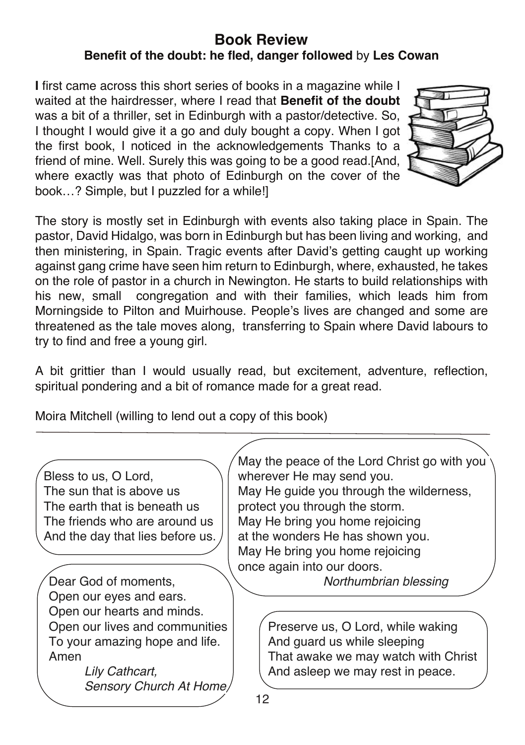## Book Review

**Benefit of the doubt: he fled, danger followed** by **Les Cowan**

**I** first came across this short series of books in a magazine while I waited at the hairdresser, where I read that **Benefit of the doubt** was a bit of a thriller, set in Edinburgh with a pastor/detective. So, I thought I would give it a go and duly bought a copy. When I got the first book, I noticed in the acknowledgements Thanks to a friend of mine. Well. Surely this was going to be a good read.[And, where exactly was that photo of Edinburgh on the cover of the book…? Simple, but I puzzled for a while!]

The story is mostly set in Edinburgh with events also taking place in Spain. The pastor, David Hidalgo, was born in Edinburgh but has been living and working, and then ministering, in Spain. Tragic events after David's getting caught up working against gang crime have seen him return to Edinburgh, where, exhausted, he takes on the role of pastor in a church in Newington. He starts to build relationships with his new, small congregation and with their families, which leads him from Morningside to Pilton and Muirhouse. People's lives are changed and some are threatened as the tale moves along, transferring to Spain where David labours to try to find and free a young girl.

A bit grittier than I would usually read, but excitement, adventure, reflection, spiritual pondering and a bit of romance made for a great read.

Moira Mitchell (willing to lend out a copy of this book)

---

Bless to us, O Lord,
The sun that is above us
The earth that is beneath us
The friends who are around us
And the day that lies before us.

May the peace of the Lord Christ go with you
wherever He may send you.
May He guide you through the wilderness,
protect you through the storm.
May He bring you home rejoicing
at the wonders He has shown you.
May He bring you home rejoicing
once again into our doors.
*Northumbrian blessing*

Dear God of moments,
Open our eyes and ears.
Open our hearts and minds.
Open our lives and communities
To your amazing hope and life.
Amen
*Lily Cathcart,*
*Sensory Church At Home*

Preserve us, O Lord, while waking
And guard us while sleeping
That awake we may watch with Christ
And asleep we may rest in peace.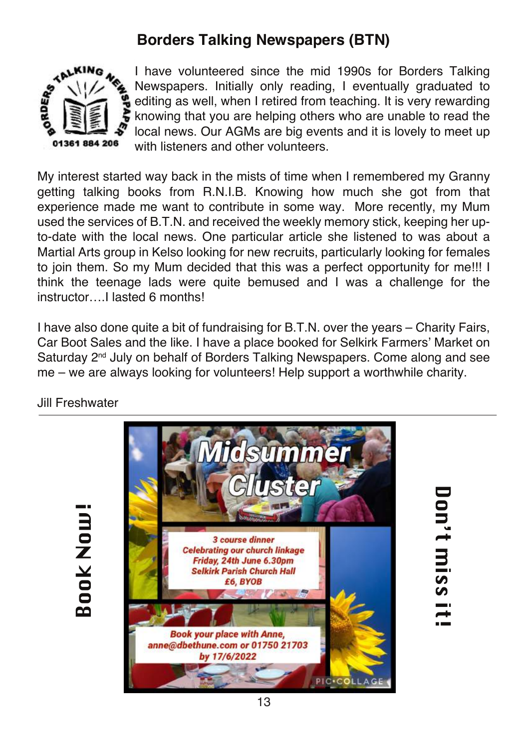## Borders Talking Newspapers (BTN)

BORDERS TALKING NEWSPAPER
01361 884 206

I have volunteered since the mid 1990s for Borders Talking Newspapers. Initially only reading, I eventually graduated to editing as well, when I retired from teaching. It is very rewarding knowing that you are helping others who are unable to read the local news. Our AGMs are big events and it is lovely to meet up with listeners and other volunteers.

My interest started way back in the mists of time when I remembered my Granny getting talking books from R.N.I.B. Knowing how much she got from that experience made me want to contribute in some way. More recently, my Mum used the services of B.T.N. and received the weekly memory stick, keeping her up-to-date with the local news. One particular article she listened to was about a Martial Arts group in Kelso looking for new recruits, particularly looking for females to join them. So my Mum decided that this was a perfect opportunity for me!!! I think the teenage lads were quite bemused and I was a challenge for the instructor….I lasted 6 months!

I have also done quite a bit of fundraising for B.T.N. over the years – Charity Fairs, Car Boot Sales and the like. I have a place booked for Selkirk Farmers' Market on Saturday 2nd July on behalf of Borders Talking Newspapers. Come along and see me – we are always looking for volunteers! Help support a worthwhile charity.

Jill Freshwater

---

**Book Now!**

# Midsummer Cluster

*3 course dinner*
*Celebrating our church linkage*
*Friday, 24th June 6.30pm*
*Selkirk Parish Church Hall*
*£6, BYOB*

*Book your place with Anne,*
*anne@dbethune.com or 01750 21703*
*by 17/6/2022*

**Don't miss it!**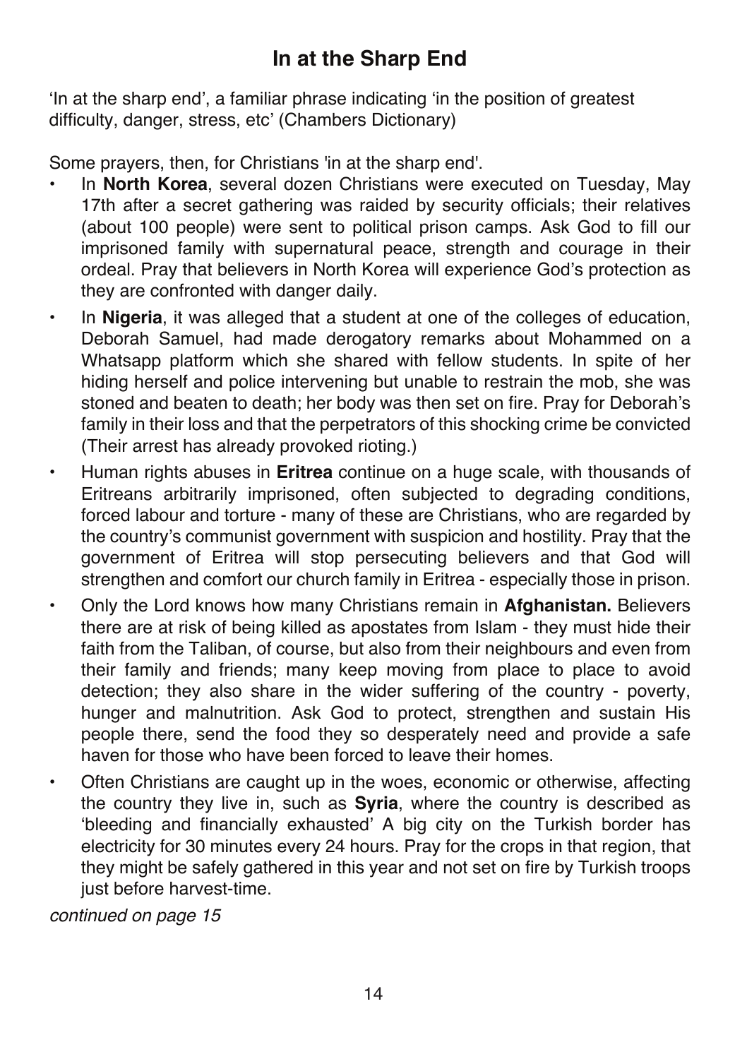# In at the Sharp End

'In at the sharp end', a familiar phrase indicating 'in the position of greatest difficulty, danger, stress, etc' (Chambers Dictionary)

Some prayers, then, for Christians 'in at the sharp end'.

- In **North Korea**, several dozen Christians were executed on Tuesday, May 17th after a secret gathering was raided by security officials; their relatives (about 100 people) were sent to political prison camps. Ask God to fill our imprisoned family with supernatural peace, strength and courage in their ordeal. Pray that believers in North Korea will experience God's protection as they are confronted with danger daily.
- In **Nigeria**, it was alleged that a student at one of the colleges of education, Deborah Samuel, had made derogatory remarks about Mohammed on a Whatsapp platform which she shared with fellow students. In spite of her hiding herself and police intervening but unable to restrain the mob, she was stoned and beaten to death; her body was then set on fire. Pray for Deborah's family in their loss and that the perpetrators of this shocking crime be convicted (Their arrest has already provoked rioting.)
- Human rights abuses in **Eritrea** continue on a huge scale, with thousands of Eritreans arbitrarily imprisoned, often subjected to degrading conditions, forced labour and torture - many of these are Christians, who are regarded by the country's communist government with suspicion and hostility. Pray that the government of Eritrea will stop persecuting believers and that God will strengthen and comfort our church family in Eritrea - especially those in prison.
- Only the Lord knows how many Christians remain in **Afghanistan.** Believers there are at risk of being killed as apostates from Islam - they must hide their faith from the Taliban, of course, but also from their neighbours and even from their family and friends; many keep moving from place to place to avoid detection; they also share in the wider suffering of the country - poverty, hunger and malnutrition. Ask God to protect, strengthen and sustain His people there, send the food they so desperately need and provide a safe haven for those who have been forced to leave their homes.
- Often Christians are caught up in the woes, economic or otherwise, affecting the country they live in, such as **Syria**, where the country is described as 'bleeding and financially exhausted' A big city on the Turkish border has electricity for 30 minutes every 24 hours. Pray for the crops in that region, that they might be safely gathered in this year and not set on fire by Turkish troops just before harvest-time.

*continued on page 15*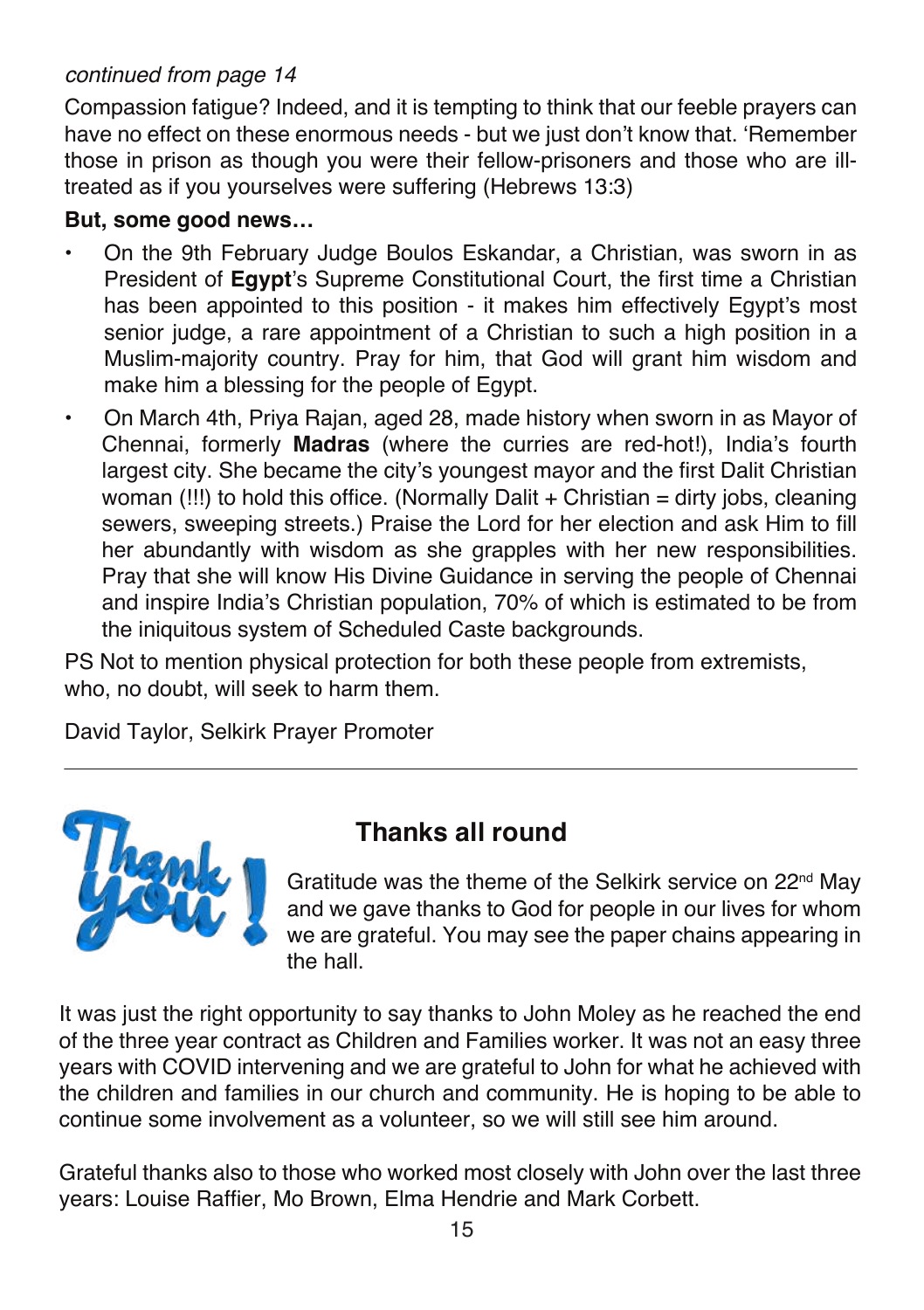*continued from page 14*

Compassion fatigue? Indeed, and it is tempting to think that our feeble prayers can have no effect on these enormous needs - but we just don't know that. 'Remember those in prison as though you were their fellow-prisoners and those who are ill-treated as if you yourselves were suffering (Hebrews 13:3)

**But, some good news…**

- On the 9th February Judge Boulos Eskandar, a Christian, was sworn in as President of **Egypt**'s Supreme Constitutional Court, the first time a Christian has been appointed to this position - it makes him effectively Egypt's most senior judge, a rare appointment of a Christian to such a high position in a Muslim-majority country. Pray for him, that God will grant him wisdom and make him a blessing for the people of Egypt.
- On March 4th, Priya Rajan, aged 28, made history when sworn in as Mayor of Chennai, formerly **Madras** (where the curries are red-hot!), India's fourth largest city. She became the city's youngest mayor and the first Dalit Christian woman (!!!) to hold this office. (Normally Dalit + Christian = dirty jobs, cleaning sewers, sweeping streets.) Praise the Lord for her election and ask Him to fill her abundantly with wisdom as she grapples with her new responsibilities. Pray that she will know His Divine Guidance in serving the people of Chennai and inspire India's Christian population, 70% of which is estimated to be from the iniquitous system of Scheduled Caste backgrounds.

PS Not to mention physical protection for both these people from extremists, who, no doubt, will seek to harm them.

David Taylor, Selkirk Prayer Promoter

---

## Thanks all round

Gratitude was the theme of the Selkirk service on 22nd May and we gave thanks to God for people in our lives for whom we are grateful. You may see the paper chains appearing in the hall.

It was just the right opportunity to say thanks to John Moley as he reached the end of the three year contract as Children and Families worker. It was not an easy three years with COVID intervening and we are grateful to John for what he achieved with the children and families in our church and community. He is hoping to be able to continue some involvement as a volunteer, so we will still see him around.

Grateful thanks also to those who worked most closely with John over the last three years: Louise Raffier, Mo Brown, Elma Hendrie and Mark Corbett.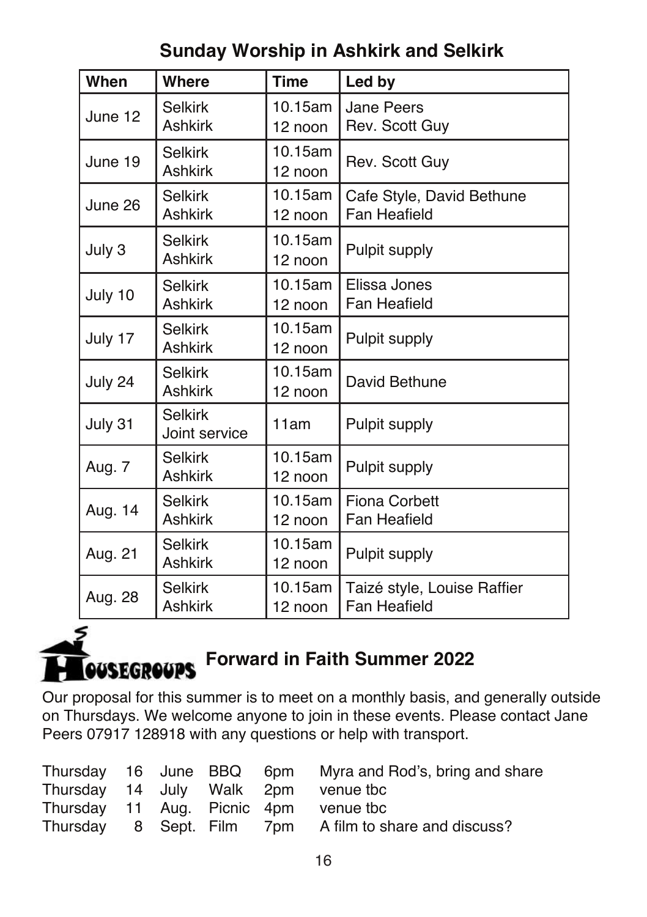## Sunday Worship in Ashkirk and Selkirk

| When | Where | Time | Led by |
|---|---|---|---|
| June 12 | Selkirk<br>Ashkirk | 10.15am<br>12 noon | Jane Peers<br>Rev. Scott Guy |
| June 19 | Selkirk<br>Ashkirk | 10.15am<br>12 noon | Rev. Scott Guy |
| June 26 | Selkirk<br>Ashkirk | 10.15am<br>12 noon | Cafe Style, David Bethune<br>Fan Heafield |
| July 3 | Selkirk<br>Ashkirk | 10.15am<br>12 noon | Pulpit supply |
| July 10 | Selkirk<br>Ashkirk | 10.15am<br>12 noon | Elissa Jones<br>Fan Heafield |
| July 17 | Selkirk<br>Ashkirk | 10.15am<br>12 noon | Pulpit supply |
| July 24 | Selkirk<br>Ashkirk | 10.15am<br>12 noon | David Bethune |
| July 31 | Selkirk<br>Joint service | 11am | Pulpit supply |
| Aug. 7 | Selkirk<br>Ashkirk | 10.15am<br>12 noon | Pulpit supply |
| Aug. 14 | Selkirk<br>Ashkirk | 10.15am<br>12 noon | Fiona Corbett<br>Fan Heafield |
| Aug. 21 | Selkirk<br>Ashkirk | 10.15am<br>12 noon | Pulpit supply |
| Aug. 28 | Selkirk<br>Ashkirk | 10.15am<br>12 noon | Taizé style, Louise Raffier<br>Fan Heafield |

## HOUSEGROUPS Forward in Faith Summer 2022

Our proposal for this summer is to meet on a monthly basis, and generally outside on Thursdays. We welcome anyone to join in these events. Please contact Jane Peers 07917 128918 with any questions or help with transport.

| | | | | | |
|---|---|---|---|---|---|
| Thursday | 16 | June | BBQ | 6pm | Myra and Rod's, bring and share |
| Thursday | 14 | July | Walk | 2pm | venue tbc |
| Thursday | 11 | Aug. | Picnic | 4pm | venue tbc |
| Thursday | 8 | Sept. | Film | 7pm | A film to share and discuss? |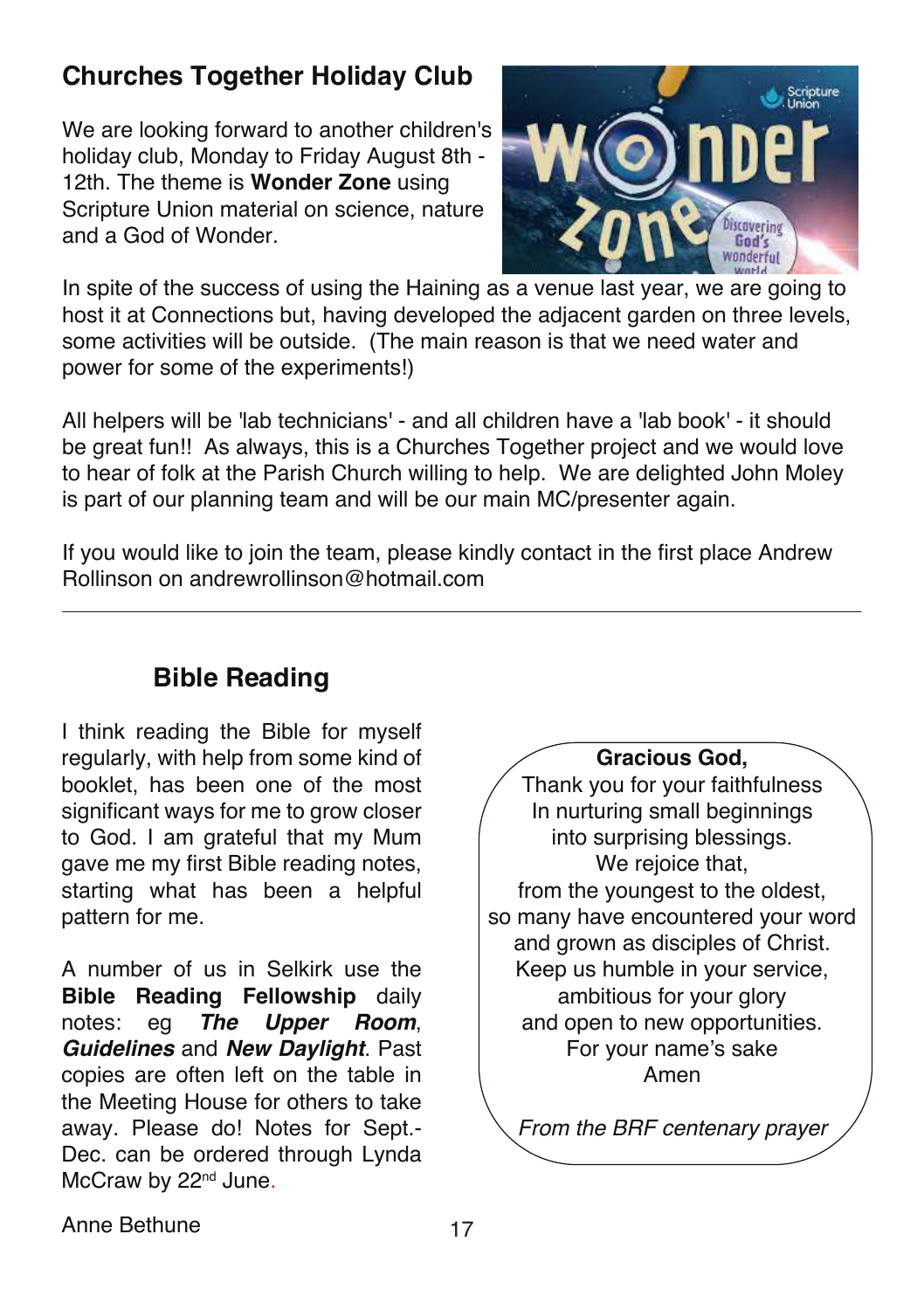## Churches Together Holiday Club

We are looking forward to another children's holiday club, Monday to Friday August 8th - 12th. The theme is **Wonder Zone** using Scripture Union material on science, nature and a God of Wonder.

In spite of the success of using the Haining as a venue last year, we are going to host it at Connections but, having developed the adjacent garden on three levels, some activities will be outside. (The main reason is that we need water and power for some of the experiments!)

All helpers will be 'lab technicians' - and all children have a 'lab book' - it should be great fun!! As always, this is a Churches Together project and we would love to hear of folk at the Parish Church willing to help. We are delighted John Moley is part of our planning team and will be our main MC/presenter again.

If you would like to join the team, please kindly contact in the first place Andrew Rollinson on andrewrollinson@hotmail.com

---

## Bible Reading

I think reading the Bible for myself regularly, with help from some kind of booklet, has been one of the most significant ways for me to grow closer to God. I am grateful that my Mum gave me my first Bible reading notes, starting what has been a helpful pattern for me.

A number of us in Selkirk use the **Bible Reading Fellowship** daily notes: eg ***The Upper Room***, ***Guidelines*** and ***New Daylight***. Past copies are often left on the table in the Meeting House for others to take away. Please do! Notes for Sept.-Dec. can be ordered through Lynda McCraw by 22nd June.

Anne Bethune

**Gracious God,**
Thank you for your faithfulness
In nurturing small beginnings
into surprising blessings.
We rejoice that,
from the youngest to the oldest,
so many have encountered your word
and grown as disciples of Christ.
Keep us humble in your service,
ambitious for your glory
and open to new opportunities.
For your name's sake
Amen

*From the BRF centenary prayer*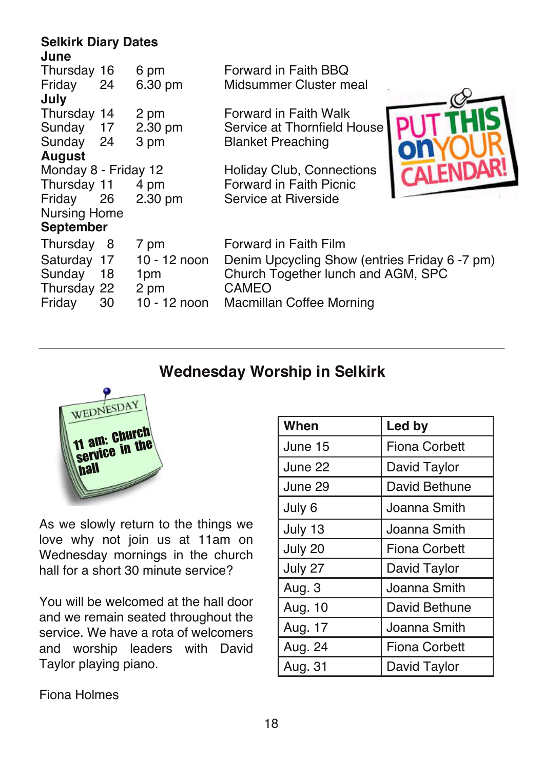## Selkirk Diary Dates

**June**

| | | |
|---|---|---|
| Thursday 16 | 6 pm | Forward in Faith BBQ |
| Friday 24 | 6.30 pm | Midsummer Cluster meal |

**July**

| | | |
|---|---|---|
| Thursday 14 | 2 pm | Forward in Faith Walk |
| Sunday 17 | 2.30 pm | Service at Thornfield House |
| Sunday 24 | 3 pm | Blanket Preaching |

**August**

| | | |
|---|---|---|
| Monday 8 - Friday 12 | | Holiday Club, Connections |
| Thursday 11 | 4 pm | Forward in Faith Picnic |
| Friday 26 | 2.30 pm | Service at Riverside Nursing Home |

**September**

| | | |
|---|---|---|
| Thursday 8 | 7 pm | Forward in Faith Film |
| Saturday 17 | 10 - 12 noon | Denim Upcycling Show (entries Friday 6 -7 pm) |
| Sunday 18 | 1pm | Church Together lunch and AGM, SPC |
| Thursday 22 | 2 pm | CAMEO |
| Friday 30 | 10 - 12 noon | Macmillan Coffee Morning |

---

## Wednesday Worship in Selkirk

WEDNESDAY

11 am: Church service in the hall

As we slowly return to the things we love why not join us at 11am on Wednesday mornings in the church hall for a short 30 minute service?

You will be welcomed at the hall door and we remain seated throughout the service. We have a rota of welcomers and worship leaders with David Taylor playing piano.

Fiona Holmes

| When | Led by |
|---|---|
| June 15 | Fiona Corbett |
| June 22 | David Taylor |
| June 29 | David Bethune |
| July 6 | Joanna Smith |
| July 13 | Joanna Smith |
| July 20 | Fiona Corbett |
| July 27 | David Taylor |
| Aug. 3 | Joanna Smith |
| Aug. 10 | David Bethune |
| Aug. 17 | Joanna Smith |
| Aug. 24 | Fiona Corbett |
| Aug. 31 | David Taylor |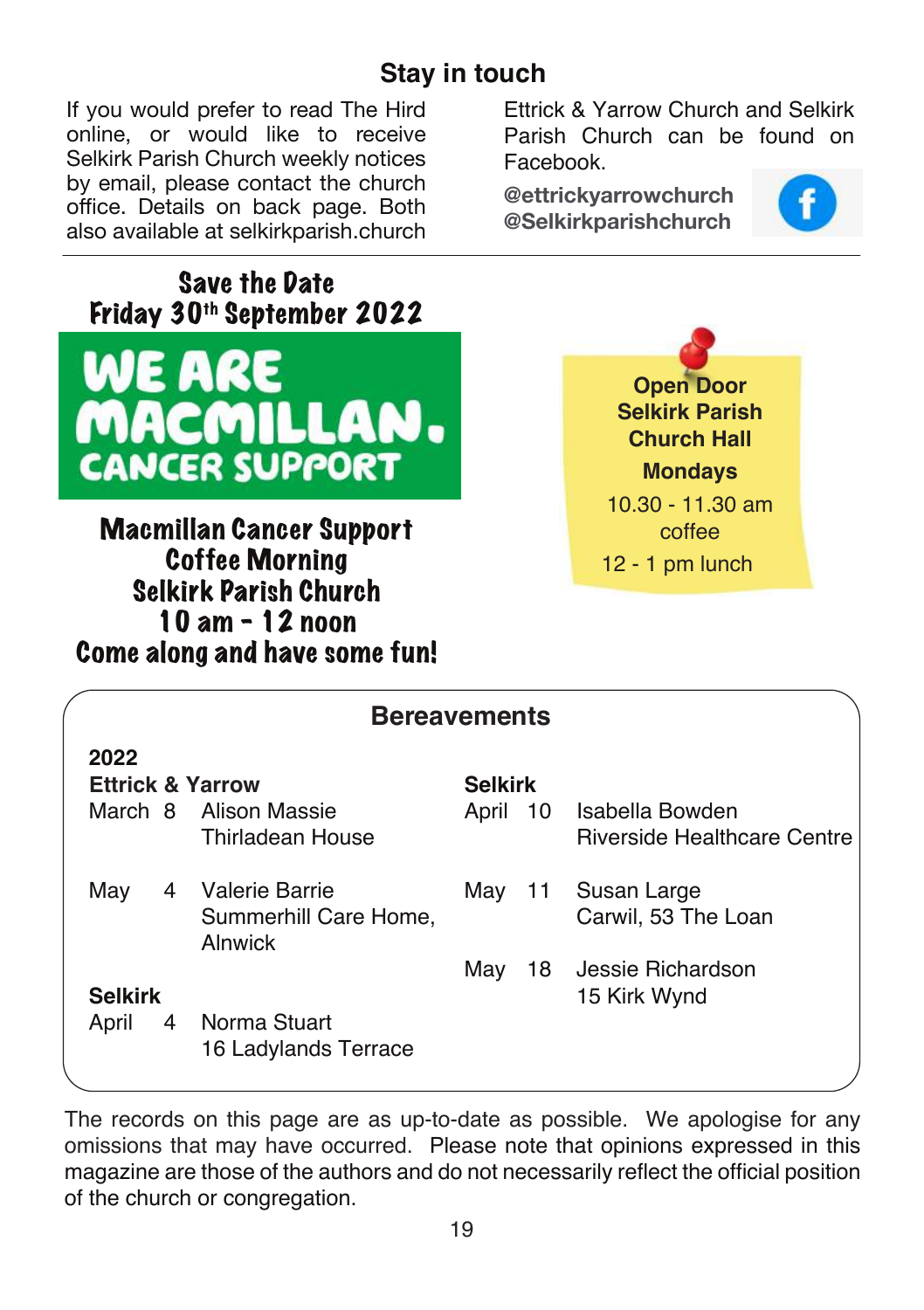## Stay in touch

If you would prefer to read The Hird online, or would like to receive Selkirk Parish Church weekly notices by email, please contact the church office. Details on back page. Both also available at selkirkparish.church

Ettrick & Yarrow Church and Selkirk Parish Church can be found on Facebook.

**@ettrickyarrowchurch**
**@Selkirkparishchurch**

---

**Save the Date**
**Friday 30th September 2022**

**WE ARE MACMILLAN. CANCER SUPPORT**

**Macmillan Cancer Support**
**Coffee Morning**
**Selkirk Parish Church**
**10 am - 12 noon**
**Come along and have some fun!**

**Open Door**
**Selkirk Parish Church Hall**

**Mondays**

10.30 - 11.30 am
coffee

12 - 1 pm lunch

## Bereavements

**2022**

**Ettrick & Yarrow**

| | | |
|---|---|---|
| March | 8 | Alison Massie<br>Thirladean House |
| May | 4 | Valerie Barrie<br>Summerhill Care Home, Alnwick |

**Selkirk**

| | | |
|---|---|---|
| April | 4 | Norma Stuart<br>16 Ladylands Terrace |
| April | 10 | Isabella Bowden<br>Riverside Healthcare Centre |
| May | 11 | Susan Large<br>Carwil, 53 The Loan |
| May | 18 | Jessie Richardson<br>15 Kirk Wynd |

The records on this page are as up-to-date as possible. We apologise for any omissions that may have occurred. Please note that opinions expressed in this magazine are those of the authors and do not necessarily reflect the official position of the church or congregation.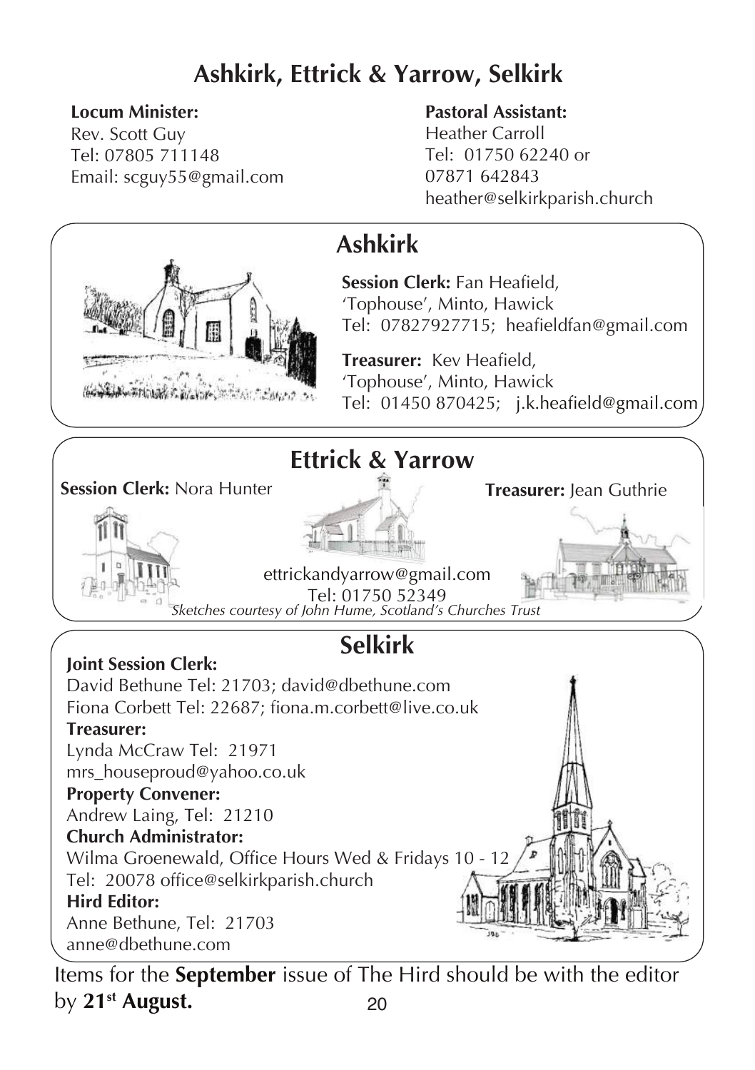# Ashkirk, Ettrick & Yarrow, Selkirk

**Locum Minister:**
Rev. Scott Guy
Tel: 07805 711148
Email: scguy55@gmail.com

**Pastoral Assistant:**
Heather Carroll
Tel: 01750 62240 or
07871 642843
heather@selkirkparish.church

## Ashkirk

**Session Clerk:** Fan Heafield,
'Tophouse', Minto, Hawick
Tel: 07827927715; heafieldfan@gmail.com

**Treasurer:** Kev Heafield,
'Tophouse', Minto, Hawick
Tel: 01450 870425; j.k.heafield@gmail.com

## Ettrick & Yarrow

**Session Clerk:** Nora Hunter

**Treasurer:** Jean Guthrie

ettrickandyarrow@gmail.com
Tel: 01750 52349

*Sketches courtesy of John Hume, Scotland's Churches Trust*

## Selkirk

**Joint Session Clerk:**
David Bethune Tel: 21703; david@dbethune.com
Fiona Corbett Tel: 22687; fiona.m.corbett@live.co.uk

**Treasurer:**
Lynda McCraw Tel: 21971
mrs_houseproud@yahoo.co.uk

**Property Convener:**
Andrew Laing, Tel: 21210

**Church Administrator:**
Wilma Groenewald, Office Hours Wed & Fridays 10 - 12
Tel: 20078 office@selkirkparish.church

**Hird Editor:**
Anne Bethune, Tel: 21703
anne@dbethune.com

Items for the **September** issue of The Hird should be with the editor by **21st August.**